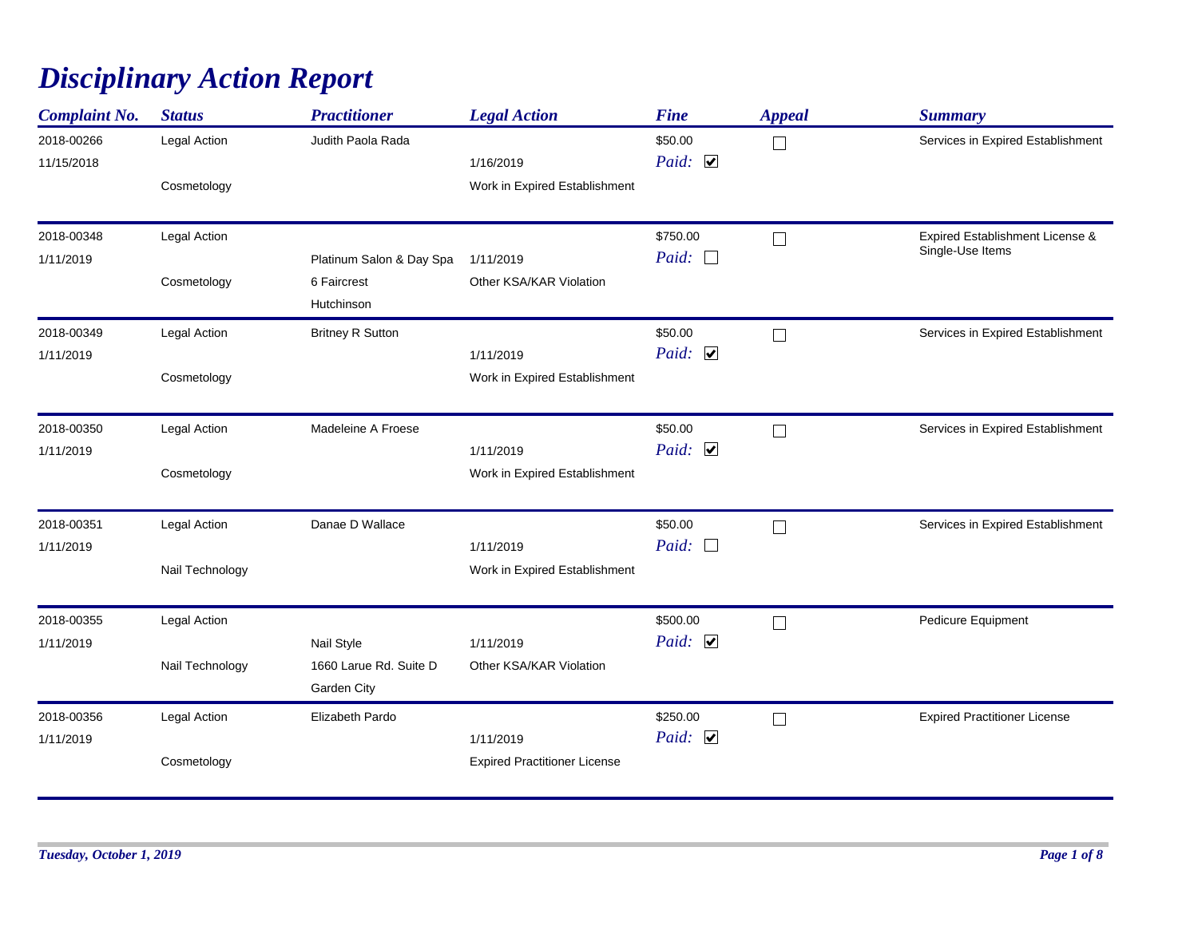# *Disciplinary Action Report*

| Complaint No. | Status | Practitioner | Legal Action | Fine | Appeal | Summary |
|---|---|---|---|---|---|---|
| 2018-00266<br>11/15/2018 | Legal Action<br>Cosmetology | Judith Paola Rada | 1/16/2019<br>Work in Expired Establishment | $50.00<br>Paid: ☑ | ☐ | Services in Expired Establishment |
| 2018-00348<br>1/11/2019 | Legal Action<br>Cosmetology | Platinum Salon & Day Spa<br>6 Faircrest<br>Hutchinson | 1/11/2019<br>Other KSA/KAR Violation | $750.00<br>Paid: ☐ | ☐ | Expired Establishment License & Single-Use Items |
| 2018-00349<br>1/11/2019 | Legal Action<br>Cosmetology | Britney R Sutton | 1/11/2019<br>Work in Expired Establishment | $50.00<br>Paid: ☑ | ☐ | Services in Expired Establishment |
| 2018-00350<br>1/11/2019 | Legal Action<br>Cosmetology | Madeleine A Froese | 1/11/2019<br>Work in Expired Establishment | $50.00<br>Paid: ☑ | ☐ | Services in Expired Establishment |
| 2018-00351<br>1/11/2019 | Legal Action<br>Nail Technology | Danae D Wallace | 1/11/2019<br>Work in Expired Establishment | $50.00<br>Paid: ☐ | ☐ | Services in Expired Establishment |
| 2018-00355<br>1/11/2019 | Legal Action<br>Nail Technology | Nail Style<br>1660 Larue Rd. Suite D<br>Garden City | 1/11/2019<br>Other KSA/KAR Violation | $500.00<br>Paid: ☑ | ☐ | Pedicure Equipment |
| 2018-00356<br>1/11/2019 | Legal Action<br>Cosmetology | Elizabeth Pardo | 1/11/2019<br>Expired Practitioner License | $250.00<br>Paid: ☑ | ☐ | Expired Practitioner License |

*Tuesday, October 1, 2019*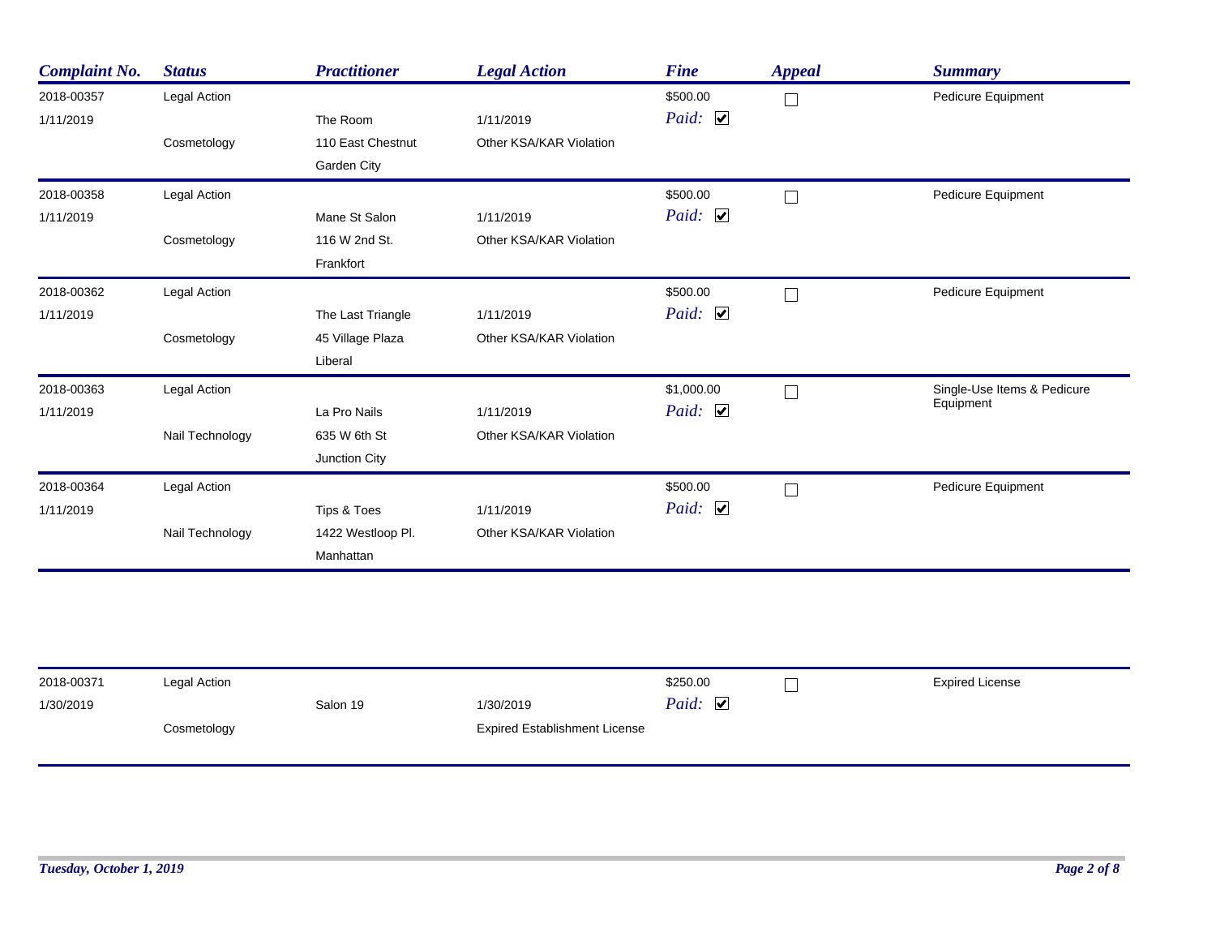| Complaint No. | Status | Practitioner | Legal Action | Fine | Appeal | Summary |
|---|---|---|---|---|---|---|
| 2018-00357 1/11/2019 | Legal Action Cosmetology | The Room 110 East Chestnut Garden City | 1/11/2019 Other KSA/KAR Violation | $500.00 Paid: ☑ | ☐ | Pedicure Equipment |
| 2018-00358 1/11/2019 | Legal Action Cosmetology | Mane St Salon 116 W 2nd St. Frankfort | 1/11/2019 Other KSA/KAR Violation | $500.00 Paid: ☑ | ☐ | Pedicure Equipment |
| 2018-00362 1/11/2019 | Legal Action Cosmetology | The Last Triangle 45 Village Plaza Liberal | 1/11/2019 Other KSA/KAR Violation | $500.00 Paid: ☑ | ☐ | Pedicure Equipment |
| 2018-00363 1/11/2019 | Legal Action Nail Technology | La Pro Nails 635 W 6th St Junction City | 1/11/2019 Other KSA/KAR Violation | $1,000.00 Paid: ☑ | ☐ | Single-Use Items & Pedicure Equipment |
| 2018-00364 1/11/2019 | Legal Action Nail Technology | Tips & Toes 1422 Westloop Pl. Manhattan | 1/11/2019 Other KSA/KAR Violation | $500.00 Paid: ☑ | ☐ | Pedicure Equipment |
| 2018-00371 1/30/2019 | Legal Action Cosmetology | Salon 19 | 1/30/2019 Expired Establishment License | $250.00 Paid: ☑ | ☐ | Expired License |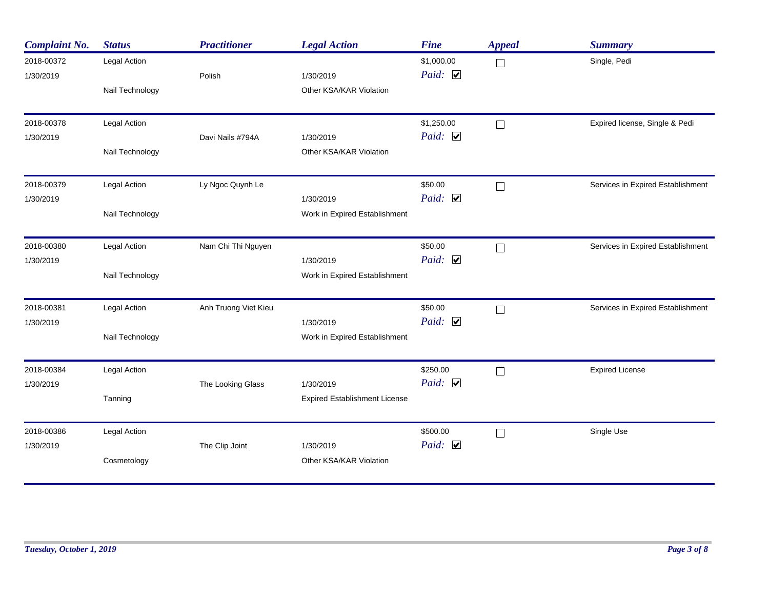| Complaint No. | Status | Practitioner | Legal Action | Fine | Appeal | Summary |
|---|---|---|---|---|---|---|
| 2018-00372<br>1/30/2019 | Legal Action<br>Nail Technology | Polish | 1/30/2019<br>Other KSA/KAR Violation | $1,000.00<br>Paid: ☑ | ☐ | Single, Pedi |
| 2018-00378<br>1/30/2019 | Legal Action<br>Nail Technology | Davi Nails #794A | 1/30/2019<br>Other KSA/KAR Violation | $1,250.00<br>Paid: ☑ | ☐ | Expired license, Single & Pedi |
| 2018-00379<br>1/30/2019 | Legal Action<br>Nail Technology | Ly Ngoc Quynh Le | 1/30/2019<br>Work in Expired Establishment | $50.00<br>Paid: ☑ | ☐ | Services in Expired Establishment |
| 2018-00380<br>1/30/2019 | Legal Action<br>Nail Technology | Nam Chi Thi Nguyen | 1/30/2019<br>Work in Expired Establishment | $50.00<br>Paid: ☑ | ☐ | Services in Expired Establishment |
| 2018-00381<br>1/30/2019 | Legal Action<br>Nail Technology | Anh Truong Viet Kieu | 1/30/2019<br>Work in Expired Establishment | $50.00<br>Paid: ☑ | ☐ | Services in Expired Establishment |
| 2018-00384<br>1/30/2019 | Legal Action<br>Tanning | The Looking Glass | 1/30/2019<br>Expired Establishment License | $250.00<br>Paid: ☑ | ☐ | Expired License |
| 2018-00386<br>1/30/2019 | Legal Action<br>Cosmetology | The Clip Joint | 1/30/2019<br>Other KSA/KAR Violation | $500.00<br>Paid: ☑ | ☐ | Single Use |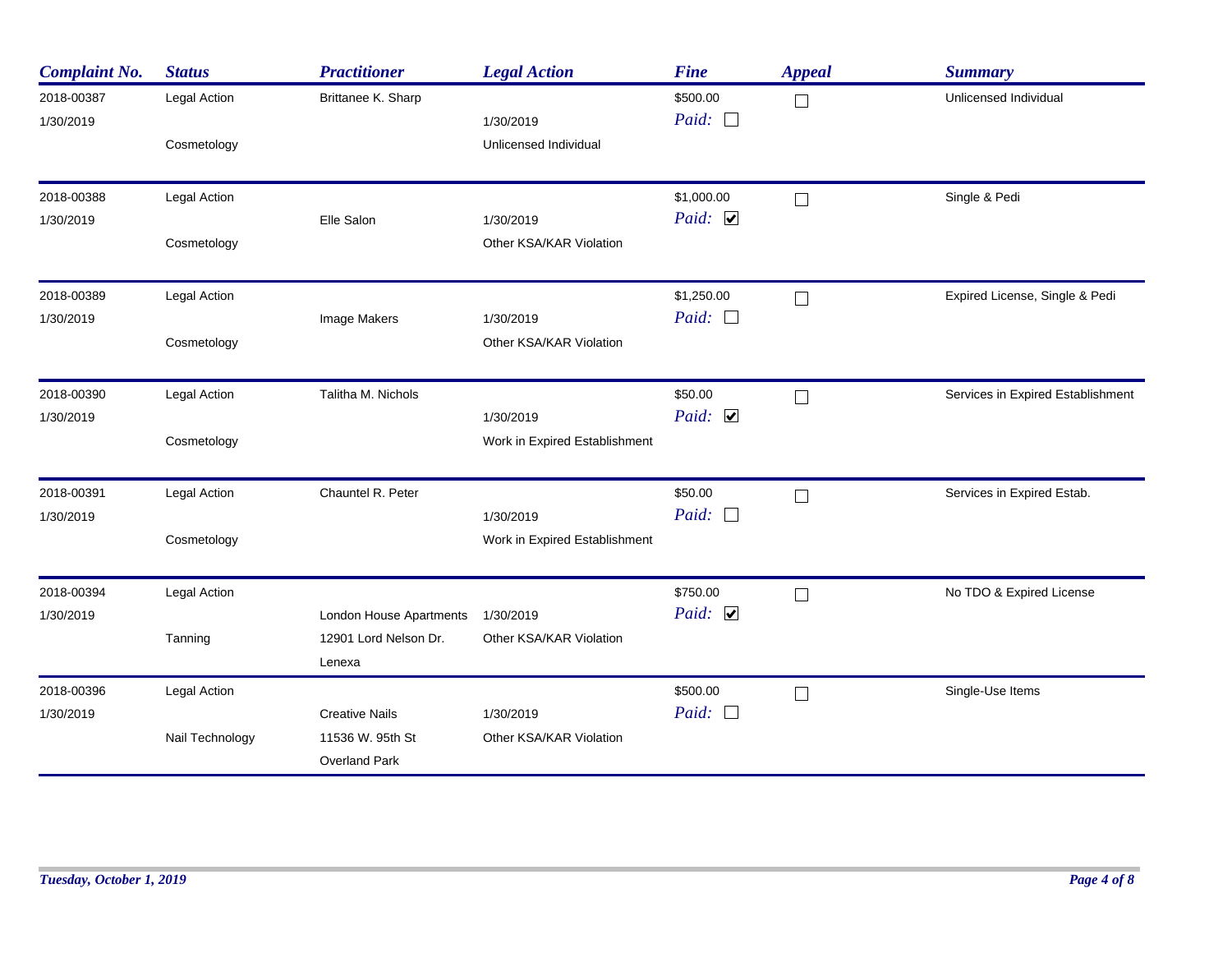| Complaint No. | Status | Practitioner | Legal Action | Fine | Appeal | Summary |
|---|---|---|---|---|---|---|
| 2018-00387 1/30/2019 | Legal Action Cosmetology | Brittanee K. Sharp | 1/30/2019 Unlicensed Individual | $500.00 Paid: ☐ | ☐ | Unlicensed Individual |
| 2018-00388 1/30/2019 | Legal Action Cosmetology | Elle Salon | 1/30/2019 Other KSA/KAR Violation | $1,000.00 Paid: ☑ | ☐ | Single & Pedi |
| 2018-00389 1/30/2019 | Legal Action Cosmetology | Image Makers | 1/30/2019 Other KSA/KAR Violation | $1,250.00 Paid: ☐ | ☐ | Expired License, Single & Pedi |
| 2018-00390 1/30/2019 | Legal Action Cosmetology | Talitha M. Nichols | 1/30/2019 Work in Expired Establishment | $50.00 Paid: ☑ | ☐ | Services in Expired Establishment |
| 2018-00391 1/30/2019 | Legal Action Cosmetology | Chauntel R. Peter | 1/30/2019 Work in Expired Establishment | $50.00 Paid: ☐ | ☐ | Services in Expired Estab. |
| 2018-00394 1/30/2019 | Legal Action Tanning | London House Apartments 12901 Lord Nelson Dr. Lenexa | 1/30/2019 Other KSA/KAR Violation | $750.00 Paid: ☑ | ☐ | No TDO & Expired License |
| 2018-00396 1/30/2019 | Legal Action Nail Technology | Creative Nails 11536 W. 95th St Overland Park | 1/30/2019 Other KSA/KAR Violation | $500.00 Paid: ☐ | ☐ | Single-Use Items |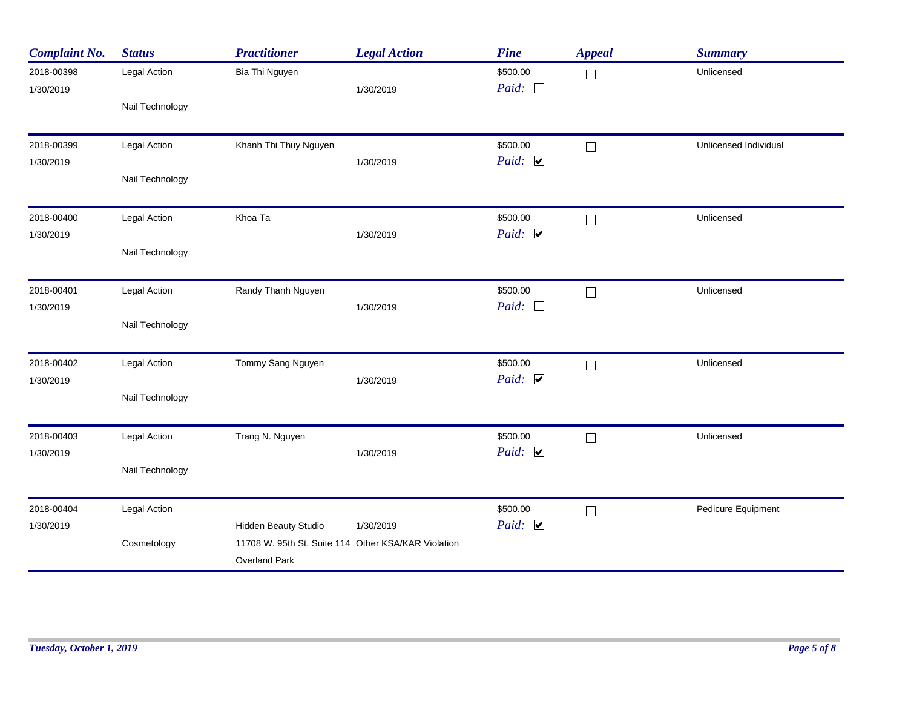| Complaint No. | Status | Practitioner | Legal Action | Fine | Appeal | Summary |
| --- | --- | --- | --- | --- | --- | --- |
| 2018-00398<br>1/30/2019 | Legal Action<br>Nail Technology | Bia Thi Nguyen | 1/30/2019 | $500.00<br>Paid: ☐ | ☐ | Unlicensed |
| 2018-00399<br>1/30/2019 | Legal Action<br>Nail Technology | Khanh Thi Thuy Nguyen | 1/30/2019 | $500.00<br>Paid: ☑ | ☐ | Unlicensed Individual |
| 2018-00400<br>1/30/2019 | Legal Action<br>Nail Technology | Khoa Ta | 1/30/2019 | $500.00<br>Paid: ☑ | ☐ | Unlicensed |
| 2018-00401<br>1/30/2019 | Legal Action<br>Nail Technology | Randy Thanh Nguyen | 1/30/2019 | $500.00<br>Paid: ☐ | ☐ | Unlicensed |
| 2018-00402<br>1/30/2019 | Legal Action<br>Nail Technology | Tommy Sang Nguyen | 1/30/2019 | $500.00<br>Paid: ☑ | ☐ | Unlicensed |
| 2018-00403<br>1/30/2019 | Legal Action<br>Nail Technology | Trang N. Nguyen | 1/30/2019 | $500.00<br>Paid: ☑ | ☐ | Unlicensed |
| 2018-00404<br>1/30/2019 | Legal Action<br>Cosmetology | Hidden Beauty Studio<br>11708 W. 95th St. Suite 114<br>Overland Park | 1/30/2019<br>Other KSA/KAR Violation | $500.00<br>Paid: ☑ | ☐ | Pedicure Equipment |

*Tuesday, October 1, 2019*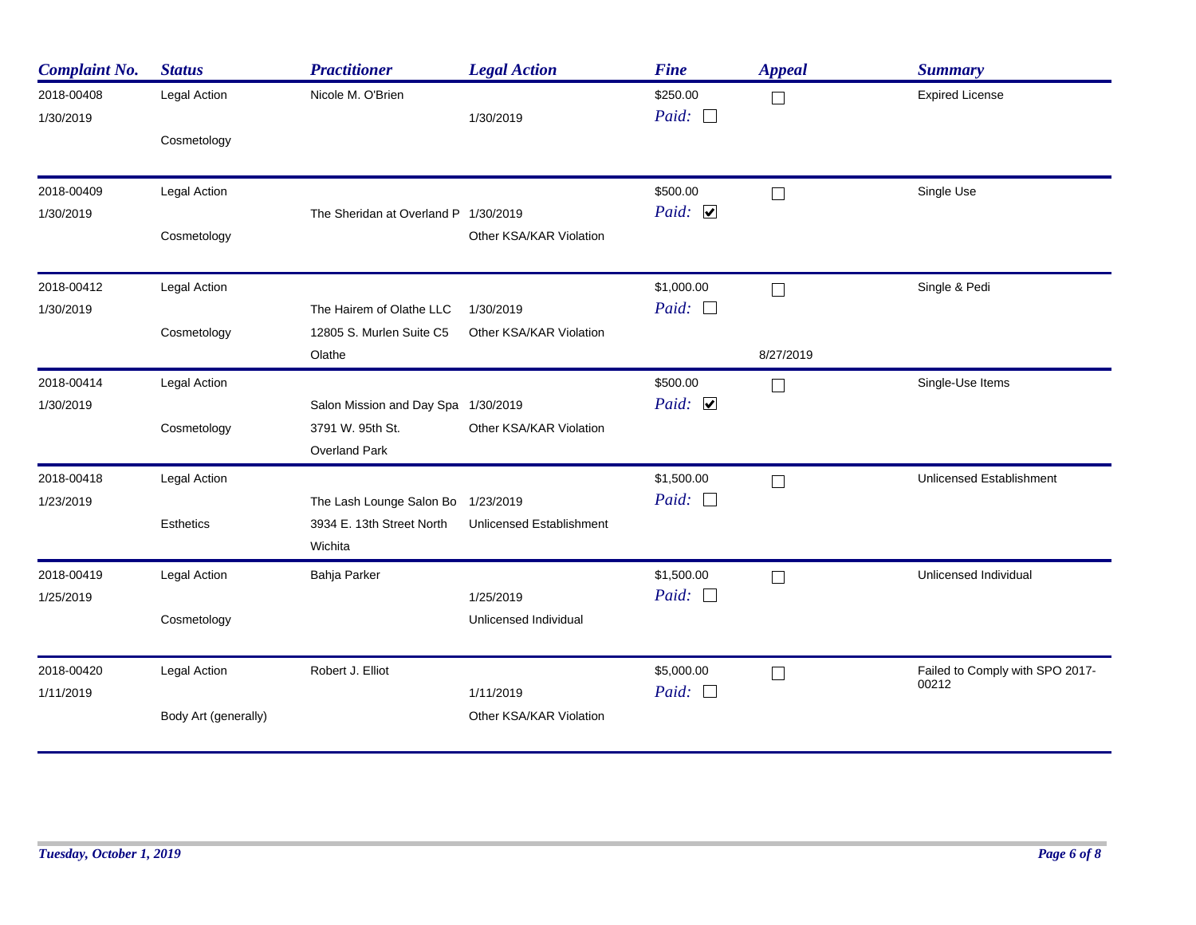| Complaint No. | Status | Practitioner | Legal Action | Fine | Appeal | Summary |
| --- | --- | --- | --- | --- | --- | --- |
| 2018-00408<br>1/30/2019 | Legal Action<br>Cosmetology | Nicole M. O'Brien | 1/30/2019 | $250.00<br>Paid: ☐ | ☐ | Expired License |
| 2018-00409<br>1/30/2019 | Legal Action<br>Cosmetology | The Sheridan at Overland P | 1/30/2019<br>Other KSA/KAR Violation | $500.00<br>Paid: ☑ | ☐ | Single Use |
| 2018-00412<br>1/30/2019 | Legal Action<br>Cosmetology | The Hairem of Olathe LLC<br>12805 S. Murlen Suite C5<br>Olathe | 1/30/2019<br>Other KSA/KAR Violation | $1,000.00<br>Paid: ☐ | ☐<br>8/27/2019 | Single & Pedi |
| 2018-00414<br>1/30/2019 | Legal Action<br>Cosmetology | Salon Mission and Day Spa<br>3791 W. 95th St.<br>Overland Park | 1/30/2019<br>Other KSA/KAR Violation | $500.00<br>Paid: ☑ | ☐ | Single-Use Items |
| 2018-00418<br>1/23/2019 | Legal Action<br>Esthetics | The Lash Lounge Salon Bo<br>3934 E. 13th Street North<br>Wichita | 1/23/2019<br>Unlicensed Establishment | $1,500.00<br>Paid: ☐ | ☐ | Unlicensed Establishment |
| 2018-00419<br>1/25/2019 | Legal Action<br>Cosmetology | Bahja Parker | 1/25/2019<br>Unlicensed Individual | $1,500.00<br>Paid: ☐ | ☐ | Unlicensed Individual |
| 2018-00420<br>1/11/2019 | Legal Action<br>Body Art (generally) | Robert J. Elliot | 1/11/2019<br>Other KSA/KAR Violation | $5,000.00<br>Paid: ☐ | ☐ | Failed to Comply with SPO 2017-00212 |

*Tuesday, October 1, 2019*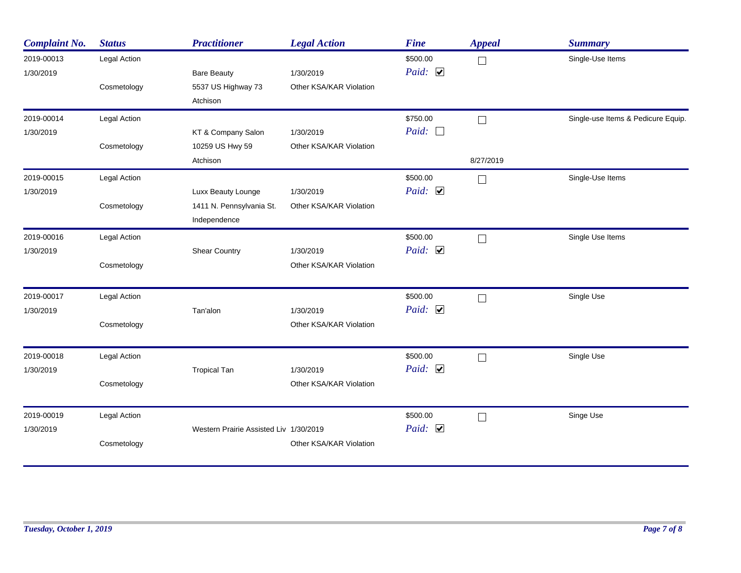| Complaint No. | Status | Practitioner | Legal Action | Fine | Appeal | Summary |
|---|---|---|---|---|---|---|
| 2019-00013<br>1/30/2019 | Legal Action<br>Cosmetology | Bare Beauty<br>5537 US Highway 73<br>Atchison | 1/30/2019<br>Other KSA/KAR Violation | $500.00<br>*Paid:* ☑ | ☐ | Single-Use Items |
| 2019-00014<br>1/30/2019 | Legal Action<br>Cosmetology | KT & Company Salon<br>10259 US Hwy 59<br>Atchison | 1/30/2019<br>Other KSA/KAR Violation | $750.00<br>*Paid:* ☐ | ☐<br>8/27/2019 | Single-use Items & Pedicure Equip. |
| 2019-00015<br>1/30/2019 | Legal Action<br>Cosmetology | Luxx Beauty Lounge<br>1411 N. Pennsylvania St.<br>Independence | 1/30/2019<br>Other KSA/KAR Violation | $500.00<br>*Paid:* ☑ | ☐ | Single-Use Items |
| 2019-00016<br>1/30/2019 | Legal Action<br>Cosmetology | Shear Country | 1/30/2019<br>Other KSA/KAR Violation | $500.00<br>*Paid:* ☑ | ☐ | Single Use Items |
| 2019-00017<br>1/30/2019 | Legal Action<br>Cosmetology | Tan'alon | 1/30/2019<br>Other KSA/KAR Violation | $500.00<br>*Paid:* ☑ | ☐ | Single Use |
| 2019-00018<br>1/30/2019 | Legal Action<br>Cosmetology | Tropical Tan | 1/30/2019<br>Other KSA/KAR Violation | $500.00<br>*Paid:* ☑ | ☐ | Single Use |
| 2019-00019<br>1/30/2019 | Legal Action<br>Cosmetology | Western Prairie Assisted Liv | 1/30/2019<br>Other KSA/KAR Violation | $500.00<br>*Paid:* ☑ | ☐ | Singe Use |

*Tuesday, October 1, 2019*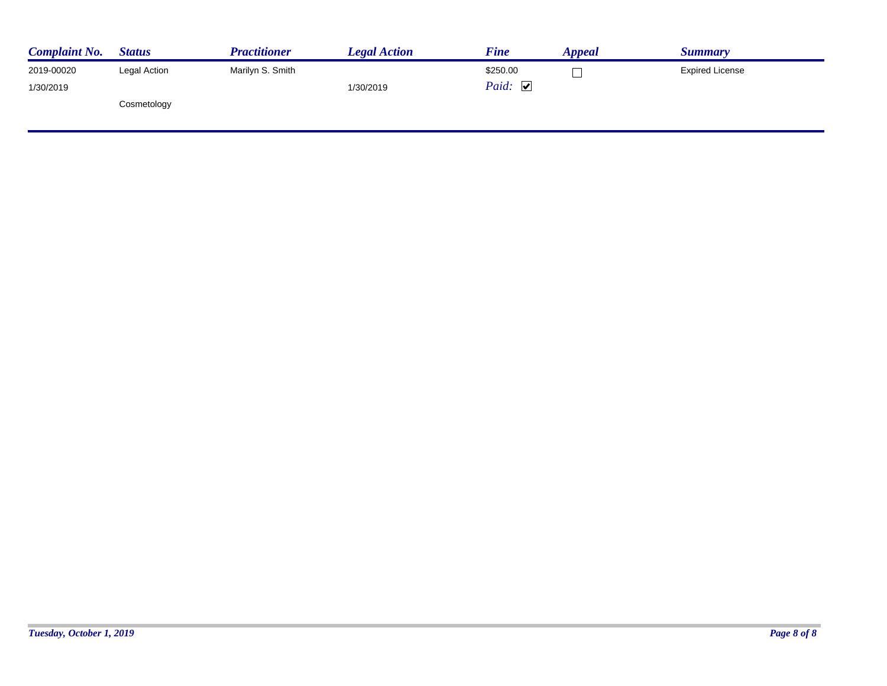| Complaint No. | Status | Practitioner | Legal Action | Fine | Appeal | Summary |
|---|---|---|---|---|---|---|
| 2019-00020<br>1/30/2019 | Legal Action<br><br>Cosmetology | Marilyn S. Smith | <br>1/30/2019 | $250.00<br>Paid: ☑ | ☐ | Expired License |